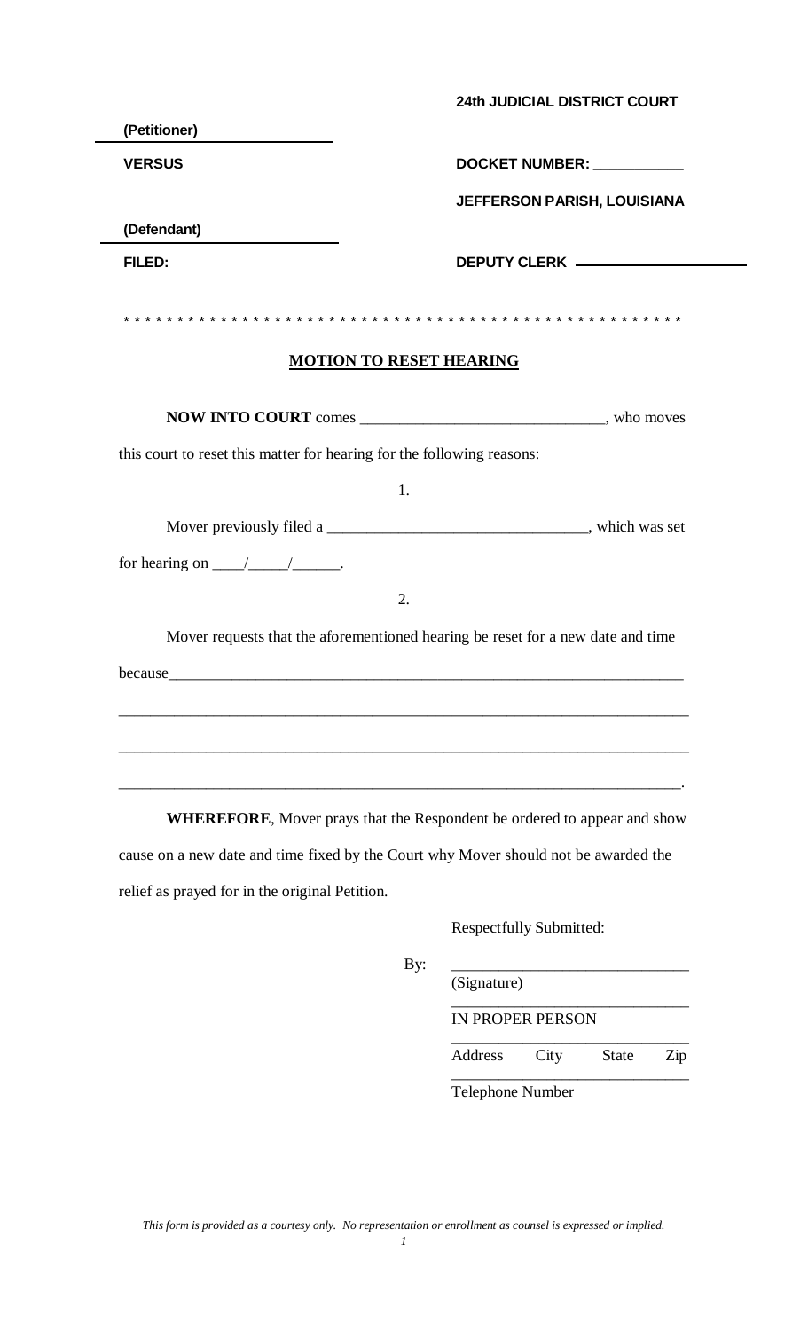**24th JUDICIAL DISTRICT COURT**

**(Petitioner)**

**VERSUS** **DOCKET NUMBER: ___________**

**JEFFERSON PARISH, LOUISIANA**

**(Defendant)**

**FILED:** **DEPUTY CLERK** ____________________

* * * * * * * * * * * * * * * * * * * * * * * * * * * * * * * * * * * * * * * * * * * * * * * * * * * * *

## MOTION TO RESET HEARING

**NOW INTO COURT** comes ______________________________, who moves this court to reset this matter for hearing for the following reasons:

1.

Mover previously filed a ________________________________, which was set for hearing on ____/_____/______.

2.

Mover requests that the aforementioned hearing be reset for a new date and time because__________________________________________________________________

__________________________________________________________________________

__________________________________________________________________________

__________________________________________________________________________.

**WHEREFORE**, Mover prays that the Respondent be ordered to appear and show cause on a new date and time fixed by the Court why Mover should not be awarded the relief as prayed for in the original Petition.

Respectfully Submitted:

By: ______________________________
(Signature)

______________________________
IN PROPER PERSON

______________________________
Address City State Zip

______________________________
Telephone Number

*This form is provided as a courtesy only. No representation or enrollment as counsel is expressed or implied.*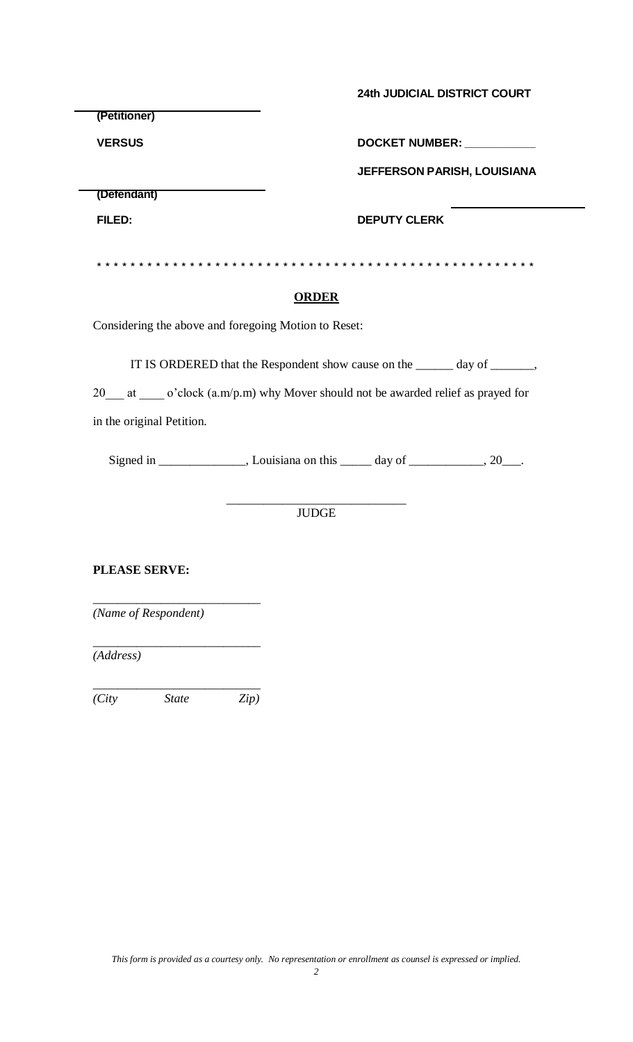| | |
|---|---|
| | **24th JUDICIAL DISTRICT COURT** |
| ______________________ **(Petitioner)** | |
| **VERSUS** | **DOCKET NUMBER: ___________** |
| | **JEFFERSON PARISH, LOUISIANA** |
| ______________________ **(Defendant)** | |
| **FILED:** | ______________________ **DEPUTY CLERK** |

\* \* \* \* \* \* \* \* \* \* \* \* \* \* \* \* \* \* \* \* \* \* \* \* \* \* \* \* \* \* \* \* \* \* \* \* \* \* \* \* \* \* \* \* \* \* \* \* \* \* \* \* \* \* \*

## ORDER

Considering the above and foregoing Motion to Reset:

IT IS ORDERED that the Respondent show cause on the ______ day of _______, 20___ at ____ o'clock (a.m/p.m) why Mover should not be awarded relief as prayed for in the original Petition.

Signed in ______________, Louisiana on this _____ day of ____________, 20___.

_____________________________
JUDGE

**PLEASE SERVE:**

___________________________
*(Name of Respondent)*

___________________________
*(Address)*

___________________________
*(City State Zip)*

*This form is provided as a courtesy only. No representation or enrollment as counsel is expressed or implied.*